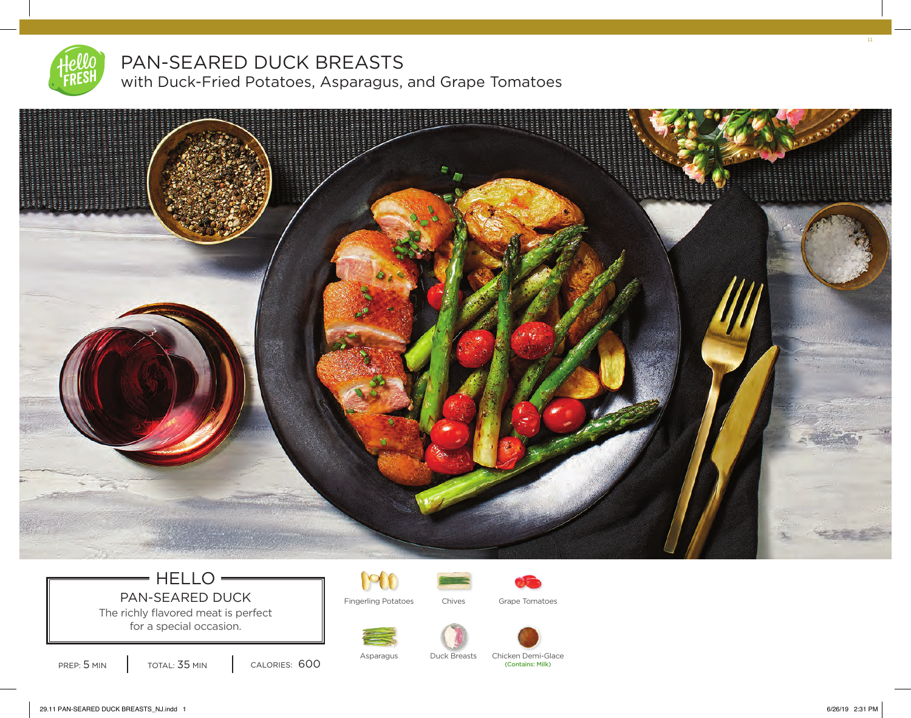# PAN-SEARED DUCK BREASTS

## with Duck-Fried Potatoes, Asparagus, and Grape Tomatoes

### HELLO

PAN-SEARED DUCK

The richly flavored meat is perfect for a special occasion.

PREP: 5 MIN | TOTAL: 35 MIN | CALORIES: 600

- Fingerling Potatoes
- Chives
- Grape Tomatoes
- Asparagus
- Duck Breasts
- Chicken Demi-Glace (Contains: Milk)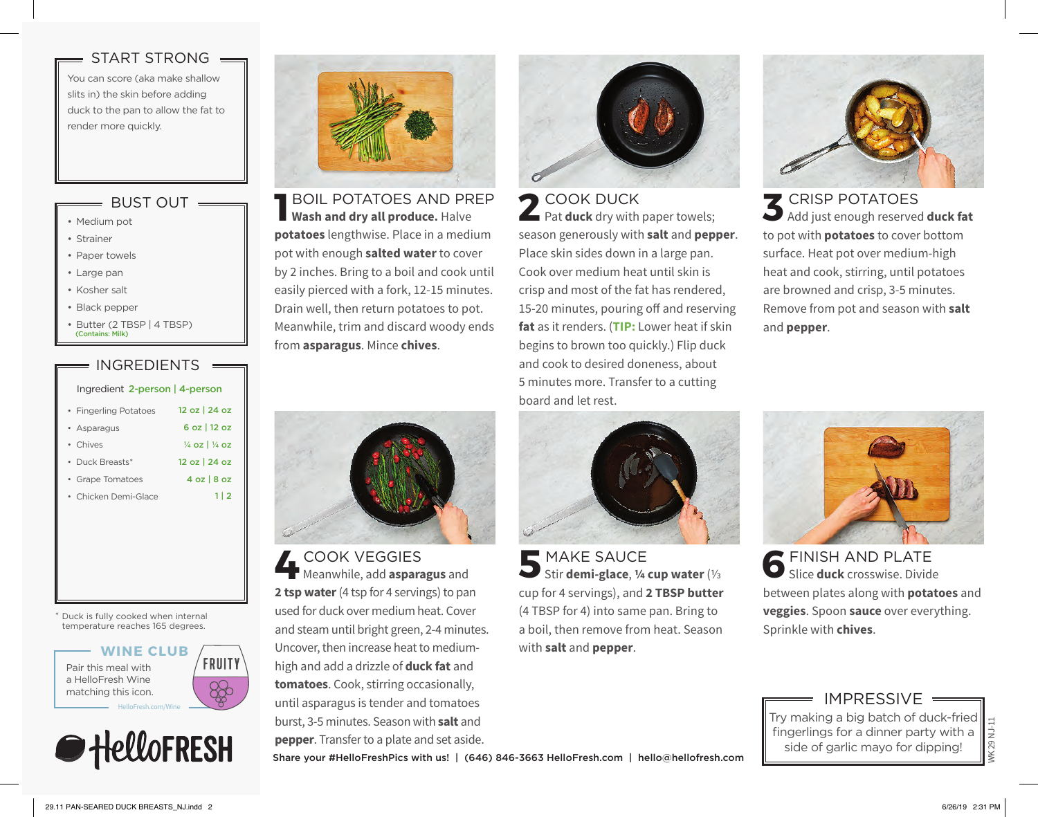## START STRONG

You can score (aka make shallow slits in) the skin before adding duck to the pan to allow the fat to render more quickly.

## BUST OUT

- Medium pot
- Strainer
- Paper towels
- Large pan
- Kosher salt
- Black pepper
- Butter (2 TBSP | 4 TBSP) (Contains: Milk)

## INGREDIENTS

| Ingredient | 2-person \| 4-person |
|---|---|
| Fingerling Potatoes | 12 oz \| 24 oz |
| Asparagus | 6 oz \| 12 oz |
| Chives | ¼ oz \| ¼ oz |
| Duck Breasts* | 12 oz \| 24 oz |
| Grape Tomatoes | 4 oz \| 8 oz |
| Chicken Demi-Glace | 1 \| 2 |

\* Duck is fully cooked when internal temperature reaches 165 degrees.

## WINE CLUB

Pair this meal with a HelloFresh Wine matching this icon.

FRUITY

HelloFresh.com/Wine

HelloFRESH

## 1 BOIL POTATOES AND PREP

**Wash and dry all produce.** Halve **potatoes** lengthwise. Place in a medium pot with enough **salted water** to cover by 2 inches. Bring to a boil and cook until easily pierced with a fork, 12-15 minutes. Drain well, then return potatoes to pot. Meanwhile, trim and discard woody ends from **asparagus**. Mince **chives**.

## 2 COOK DUCK

Pat **duck** dry with paper towels; season generously with **salt** and **pepper**. Place skin sides down in a large pan. Cook over medium heat until skin is crisp and most of the fat has rendered, 15-20 minutes, pouring off and reserving **fat** as it renders. (**TIP:** Lower heat if skin begins to brown too quickly.) Flip duck and cook to desired doneness, about 5 minutes more. Transfer to a cutting board and let rest.

## 3 CRISP POTATOES

Add just enough reserved **duck fat** to pot with **potatoes** to cover bottom surface. Heat pot over medium-high heat and cook, stirring, until potatoes are browned and crisp, 3-5 minutes. Remove from pot and season with **salt** and **pepper**.

## 4 COOK VEGGIES

Meanwhile, add **asparagus** and **2 tsp water** (4 tsp for 4 servings) to pan used for duck over medium heat. Cover and steam until bright green, 2-4 minutes. Uncover, then increase heat to medium-high and add a drizzle of **duck fat** and **tomatoes**. Cook, stirring occasionally, until asparagus is tender and tomatoes burst, 3-5 minutes. Season with **salt** and **pepper**. Transfer to a plate and set aside.

## 5 MAKE SAUCE

Stir **demi-glace**, **¼ cup water** (⅓ cup for 4 servings), and **2 TBSP butter** (4 TBSP for 4) into same pan. Bring to a boil, then remove from heat. Season with **salt** and **pepper**.

## 6 FINISH AND PLATE

Slice **duck** crosswise. Divide between plates along with **potatoes** and **veggies**. Spoon **sauce** over everything. Sprinkle with **chives**.

## IMPRESSIVE

Try making a big batch of duck-fried fingerlings for a dinner party with a side of garlic mayo for dipping!

Share your #HelloFreshPics with us! | (646) 846-3663 HelloFresh.com | hello@hellofresh.com

WK 29 NJ-11